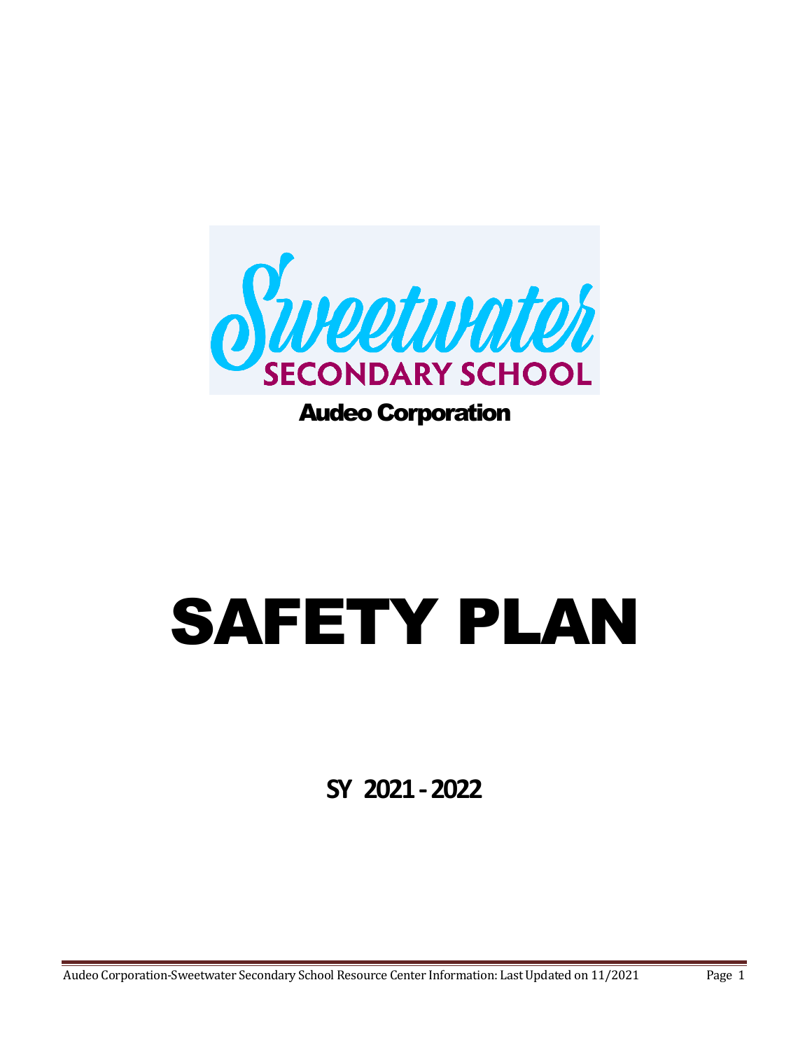Sweetwater

SECONDARY SCHOOL

Audeo Corporation

# SAFETY PLAN

**SY 2021 - 2022**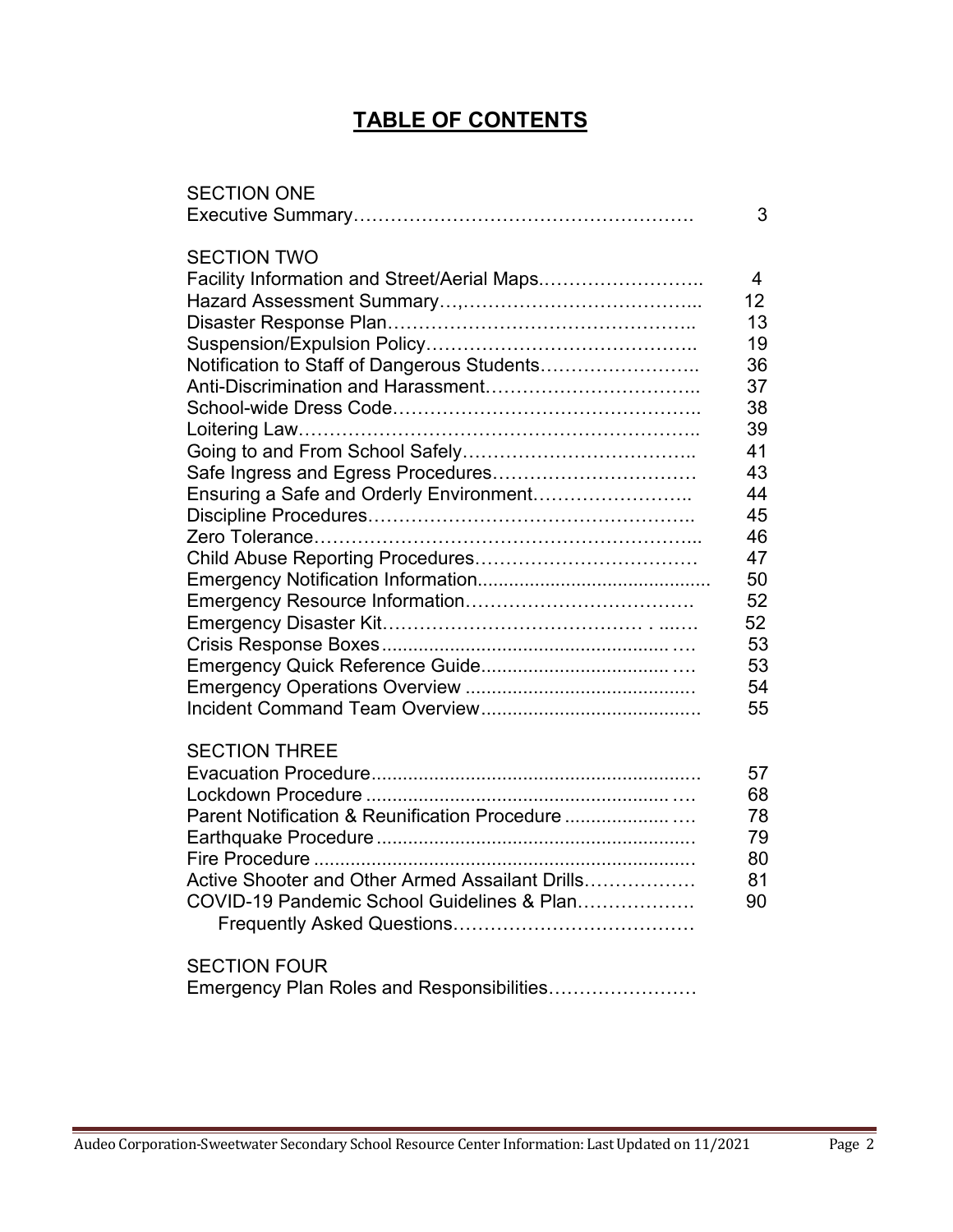# TABLE OF CONTENTS

SECTION ONE

Executive Summary………………………………………………. 3

SECTION TWO

Facility Information and Street/Aerial Maps…………………….. 4
Hazard Assessment Summary…,……………………………….. 12
Disaster Response Plan………………………………………….. 13
Suspension/Expulsion Policy…………………………………….. 19
Notification to Staff of Dangerous Students…………………….. 36
Anti-Discrimination and Harassment…………………………….. 37
School-wide Dress Code………………………………………….. 38
Loitering Law……………………………………………………….. 39
Going to and From School Safely……………………………….. 41
Safe Ingress and Egress Procedures…………………………… 43
Ensuring a Safe and Orderly Environment…………………….. 44
Discipline Procedures…………………………………………….. 45
Zero Tolerance……………………………………………………... 46
Child Abuse Reporting Procedures……………………………… 47
Emergency Notification Information........................................... 50
Emergency Resource Information………………………………. 52
Emergency Disaster Kit………………………………… . ...…. 52
Crisis Response Boxes.................................................... …. 53
Emergency Quick Reference Guide..................................... …. 53
Emergency Operations Overview ........................................... 54
Incident Command Team Overview......................................... 55

SECTION THREE

Evacuation Procedure.............................................................. 57
Lockdown Procedure ........................................................ …. 68
Parent Notification & Reunification Procedure .................... …. 78
Earthquake Procedure ............................................................ 79
Fire Procedure ........................................................................ 80
Active Shooter and Other Armed Assailant Drills……………… 81
COVID-19 Pandemic School Guidelines & Plan………………. 90
Frequently Asked Questions…………………………………

SECTION FOUR

Emergency Plan Roles and Responsibilities……………………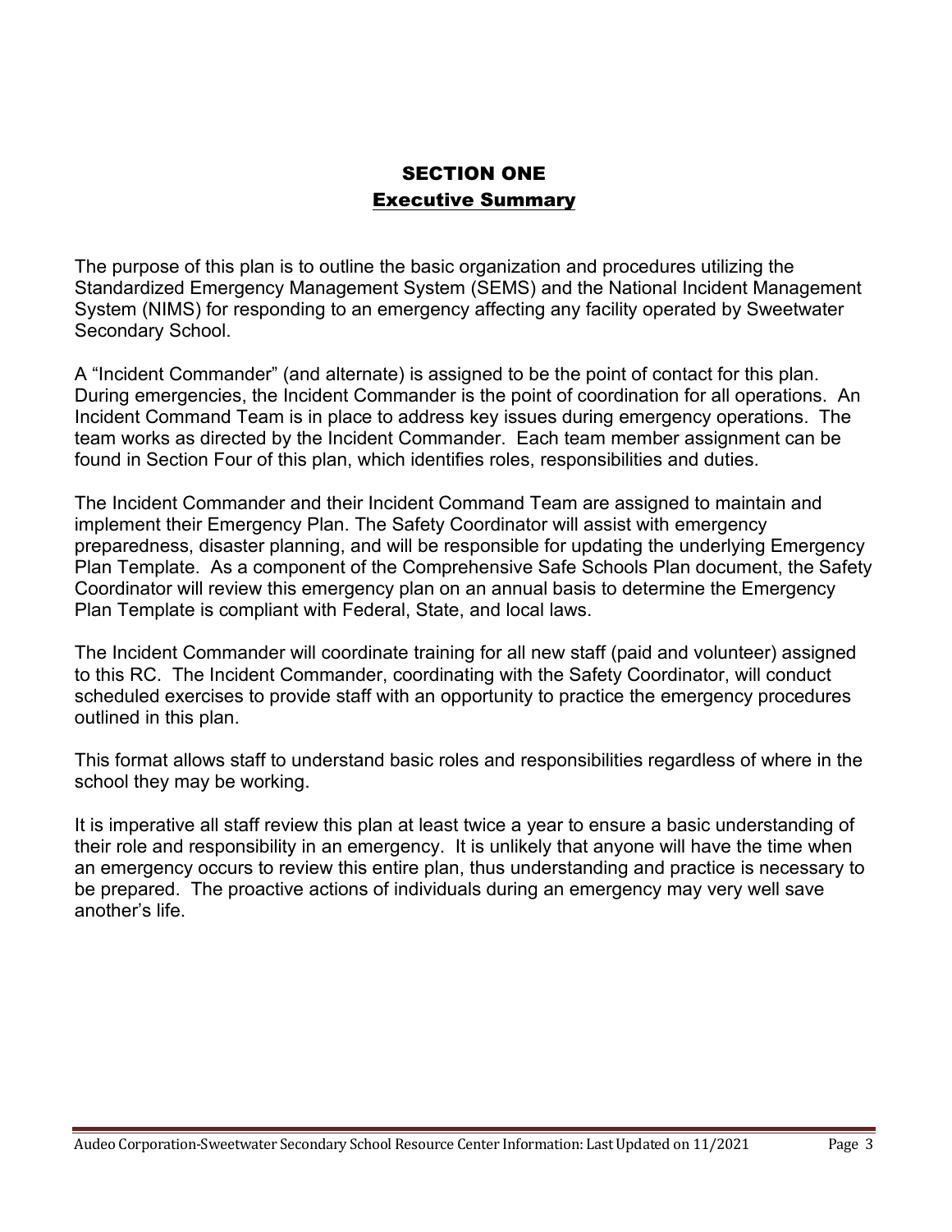# SECTION ONE

## Executive Summary

The purpose of this plan is to outline the basic organization and procedures utilizing the Standardized Emergency Management System (SEMS) and the National Incident Management System (NIMS) for responding to an emergency affecting any facility operated by Sweetwater Secondary School.

A "Incident Commander" (and alternate) is assigned to be the point of contact for this plan. During emergencies, the Incident Commander is the point of coordination for all operations. An Incident Command Team is in place to address key issues during emergency operations. The team works as directed by the Incident Commander. Each team member assignment can be found in Section Four of this plan, which identifies roles, responsibilities and duties.

The Incident Commander and their Incident Command Team are assigned to maintain and implement their Emergency Plan. The Safety Coordinator will assist with emergency preparedness, disaster planning, and will be responsible for updating the underlying Emergency Plan Template. As a component of the Comprehensive Safe Schools Plan document, the Safety Coordinator will review this emergency plan on an annual basis to determine the Emergency Plan Template is compliant with Federal, State, and local laws.

The Incident Commander will coordinate training for all new staff (paid and volunteer) assigned to this RC. The Incident Commander, coordinating with the Safety Coordinator, will conduct scheduled exercises to provide staff with an opportunity to practice the emergency procedures outlined in this plan.

This format allows staff to understand basic roles and responsibilities regardless of where in the school they may be working.

It is imperative all staff review this plan at least twice a year to ensure a basic understanding of their role and responsibility in an emergency. It is unlikely that anyone will have the time when an emergency occurs to review this entire plan, thus understanding and practice is necessary to be prepared. The proactive actions of individuals during an emergency may very well save another's life.